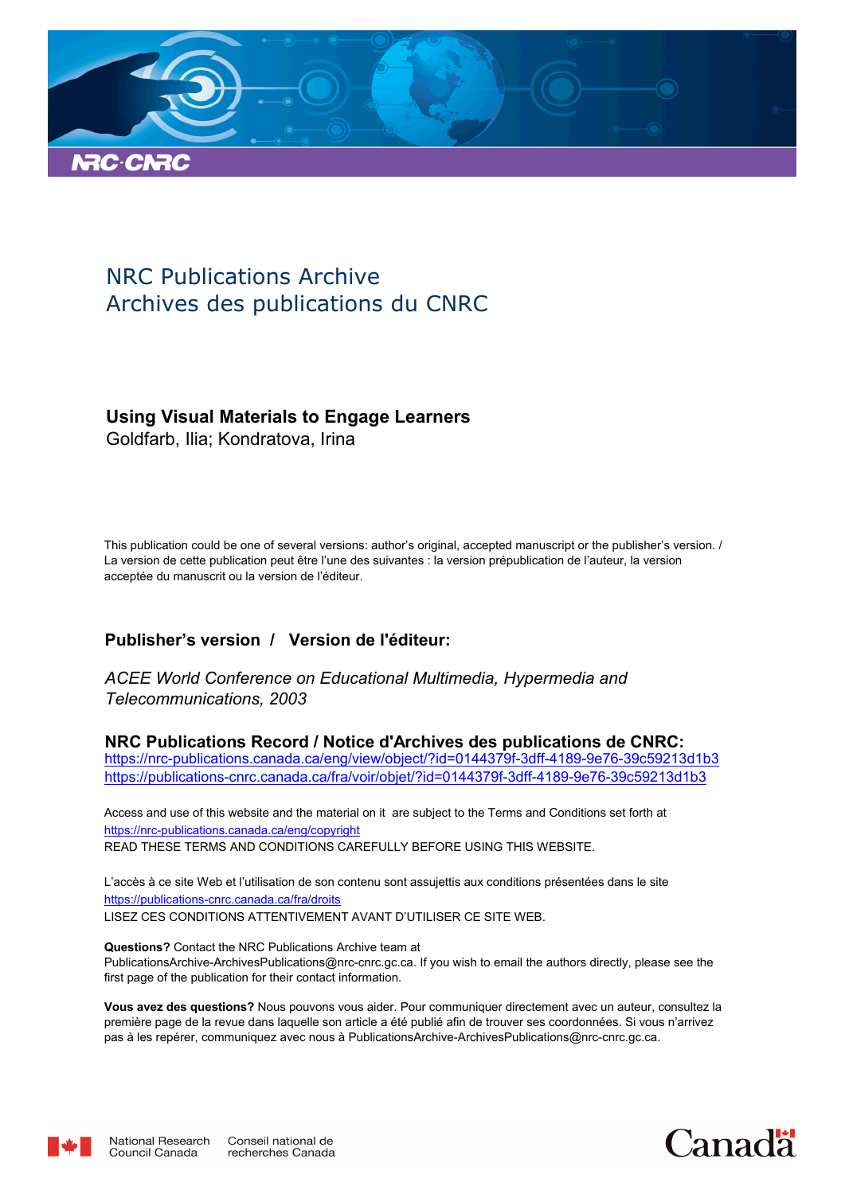NRC Publications Archive
Archives des publications du CNRC

**Using Visual Materials to Engage Learners**
Goldfarb, Ilia; Kondratova, Irina

This publication could be one of several versions: author's original, accepted manuscript or the publisher's version. / La version de cette publication peut être l'une des suivantes : la version prépublication de l'auteur, la version acceptée du manuscrit ou la version de l'éditeur.

**Publisher's version / Version de l'éditeur:**

*ACEE World Conference on Educational Multimedia, Hypermedia and Telecommunications, 2003*

**NRC Publications Record / Notice d'Archives des publications de CNRC:**
https://nrc-publications.canada.ca/eng/view/object/?id=0144379f-3dff-4189-9e76-39c59213d1b3
https://publications-cnrc.canada.ca/fra/voir/objet/?id=0144379f-3dff-4189-9e76-39c59213d1b3

Access and use of this website and the material on it are subject to the Terms and Conditions set forth at
https://nrc-publications.canada.ca/eng/copyright
READ THESE TERMS AND CONDITIONS CAREFULLY BEFORE USING THIS WEBSITE.

L'accès à ce site Web et l'utilisation de son contenu sont assujettis aux conditions présentées dans le site
https://publications-cnrc.canada.ca/fra/droits
LISEZ CES CONDITIONS ATTENTIVEMENT AVANT D'UTILISER CE SITE WEB.

**Questions?** Contact the NRC Publications Archive team at
PublicationsArchive-ArchivesPublications@nrc-cnrc.gc.ca. If you wish to email the authors directly, please see the first page of the publication for their contact information.

**Vous avez des questions?** Nous pouvons vous aider. Pour communiquer directement avec un auteur, consultez la première page de la revue dans laquelle son article a été publié afin de trouver ses coordonnées. Si vous n'arrivez pas à les repérer, communiquez avec nous à PublicationsArchive-ArchivesPublications@nrc-cnrc.gc.ca.

National Research Council Canada | Conseil national de recherches Canada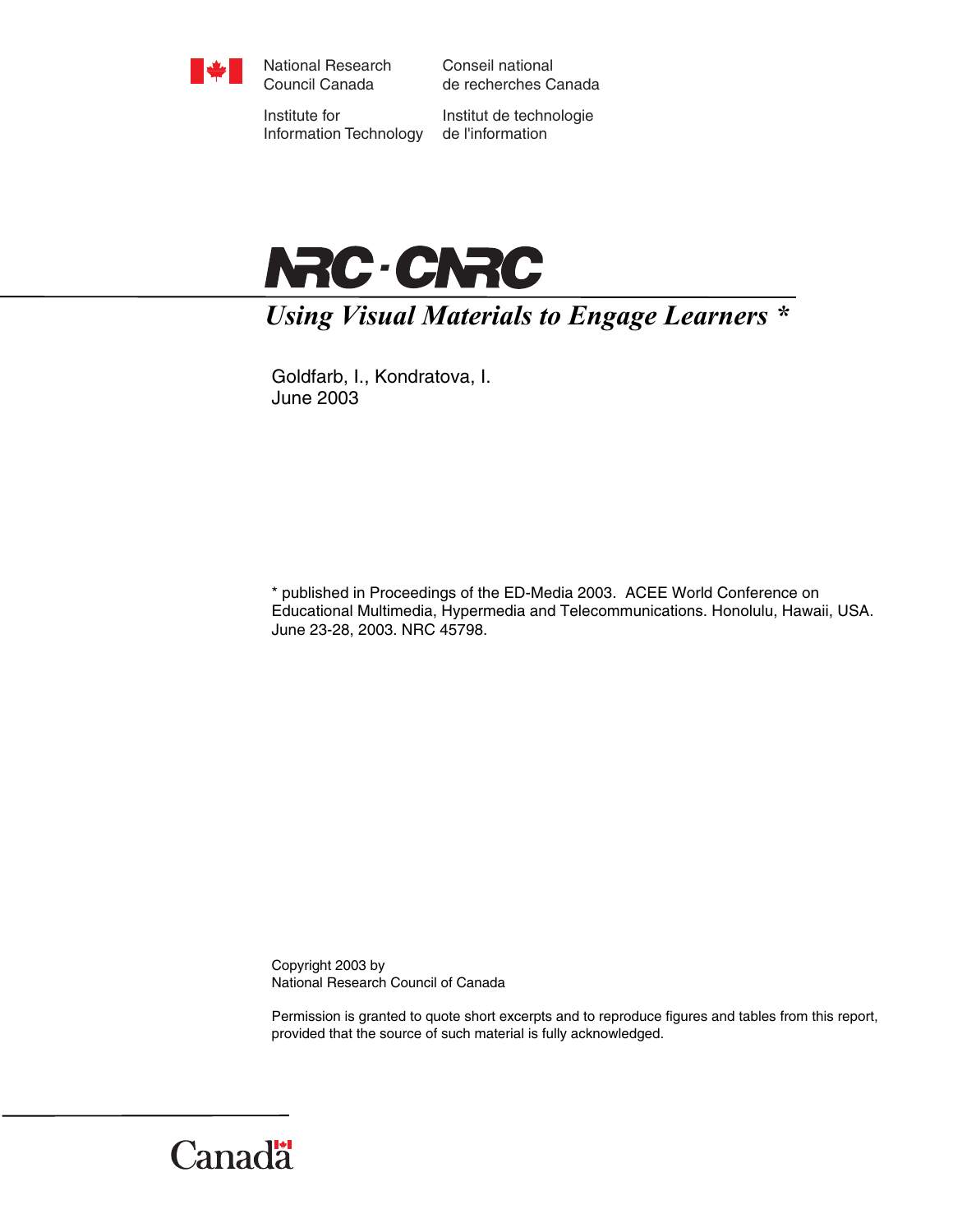National Research Council Canada

Conseil national de recherches Canada

Institute for Information Technology

Institut de technologie de l'information

# NRC · CNRC

## *Using Visual Materials to Engage Learners* *

Goldfarb, I., Kondratova, I.
June 2003

* published in Proceedings of the ED-Media 2003. ACEE World Conference on Educational Multimedia, Hypermedia and Telecommunications. Honolulu, Hawaii, USA. June 23-28, 2003. NRC 45798.

Copyright 2003 by
National Research Council of Canada

Permission is granted to quote short excerpts and to reproduce figures and tables from this report, provided that the source of such material is fully acknowledged.

Canada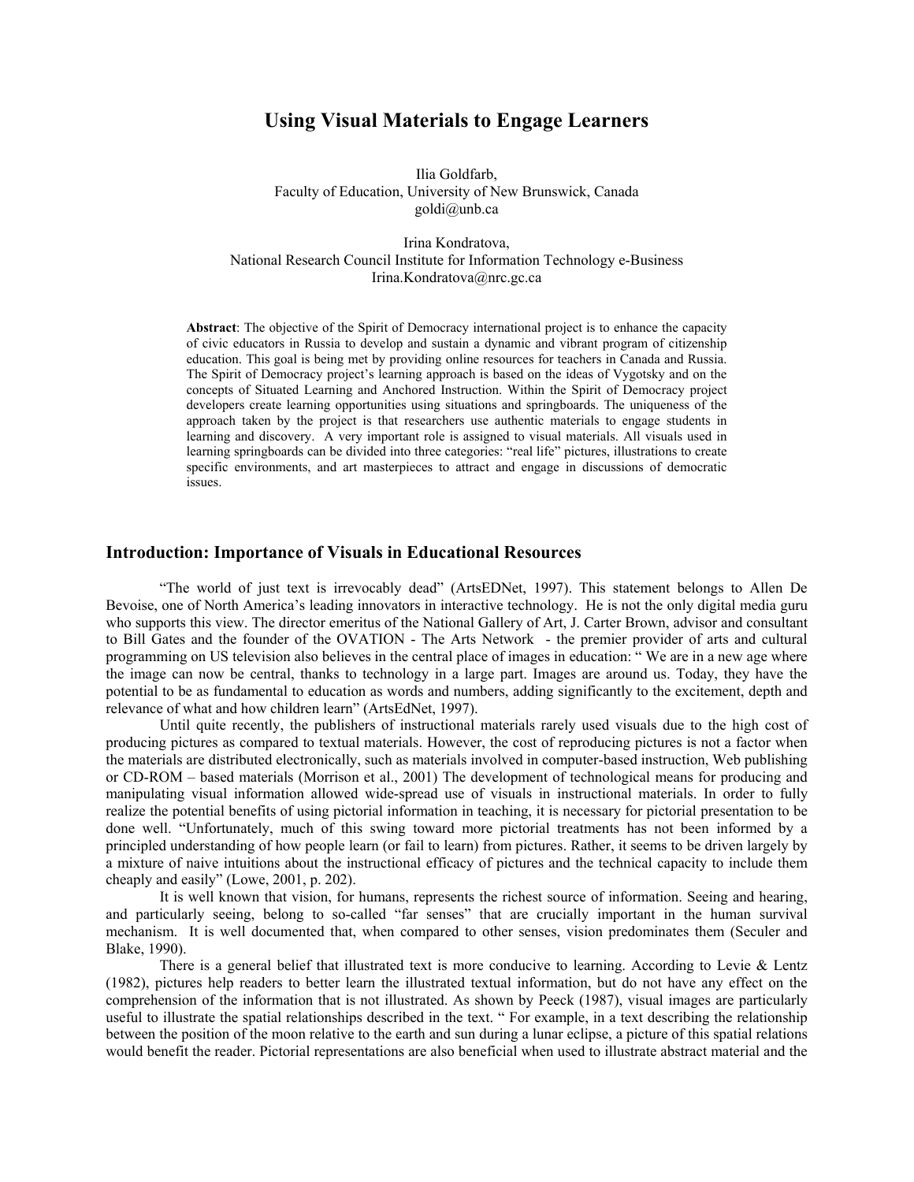# Using Visual Materials to Engage Learners

Ilia Goldfarb,
Faculty of Education, University of New Brunswick, Canada
goldi@unb.ca

Irina Kondratova,
National Research Council Institute for Information Technology e-Business
Irina.Kondratova@nrc.gc.ca

**Abstract**: The objective of the Spirit of Democracy international project is to enhance the capacity of civic educators in Russia to develop and sustain a dynamic and vibrant program of citizenship education. This goal is being met by providing online resources for teachers in Canada and Russia. The Spirit of Democracy project's learning approach is based on the ideas of Vygotsky and on the concepts of Situated Learning and Anchored Instruction. Within the Spirit of Democracy project developers create learning opportunities using situations and springboards. The uniqueness of the approach taken by the project is that researchers use authentic materials to engage students in learning and discovery. A very important role is assigned to visual materials. All visuals used in learning springboards can be divided into three categories: "real life" pictures, illustrations to create specific environments, and art masterpieces to attract and engage in discussions of democratic issues.

## Introduction: Importance of Visuals in Educational Resources

"The world of just text is irrevocably dead" (ArtsEDNet, 1997). This statement belongs to Allen De Bevoise, one of North America's leading innovators in interactive technology. He is not the only digital media guru who supports this view. The director emeritus of the National Gallery of Art, J. Carter Brown, advisor and consultant to Bill Gates and the founder of the OVATION - The Arts Network - the premier provider of arts and cultural programming on US television also believes in the central place of images in education: " We are in a new age where the image can now be central, thanks to technology in a large part. Images are around us. Today, they have the potential to be as fundamental to education as words and numbers, adding significantly to the excitement, depth and relevance of what and how children learn" (ArtsEdNet, 1997).

Until quite recently, the publishers of instructional materials rarely used visuals due to the high cost of producing pictures as compared to textual materials. However, the cost of reproducing pictures is not a factor when the materials are distributed electronically, such as materials involved in computer-based instruction, Web publishing or CD-ROM – based materials (Morrison et al., 2001) The development of technological means for producing and manipulating visual information allowed wide-spread use of visuals in instructional materials. In order to fully realize the potential benefits of using pictorial information in teaching, it is necessary for pictorial presentation to be done well. "Unfortunately, much of this swing toward more pictorial treatments has not been informed by a principled understanding of how people learn (or fail to learn) from pictures. Rather, it seems to be driven largely by a mixture of naive intuitions about the instructional efficacy of pictures and the technical capacity to include them cheaply and easily" (Lowe, 2001, p. 202).

It is well known that vision, for humans, represents the richest source of information. Seeing and hearing, and particularly seeing, belong to so-called "far senses" that are crucially important in the human survival mechanism. It is well documented that, when compared to other senses, vision predominates them (Seculer and Blake, 1990).

There is a general belief that illustrated text is more conducive to learning. According to Levie & Lentz (1982), pictures help readers to better learn the illustrated textual information, but do not have any effect on the comprehension of the information that is not illustrated. As shown by Peeck (1987), visual images are particularly useful to illustrate the spatial relationships described in the text. " For example, in a text describing the relationship between the position of the moon relative to the earth and sun during a lunar eclipse, a picture of this spatial relations would benefit the reader. Pictorial representations are also beneficial when used to illustrate abstract material and the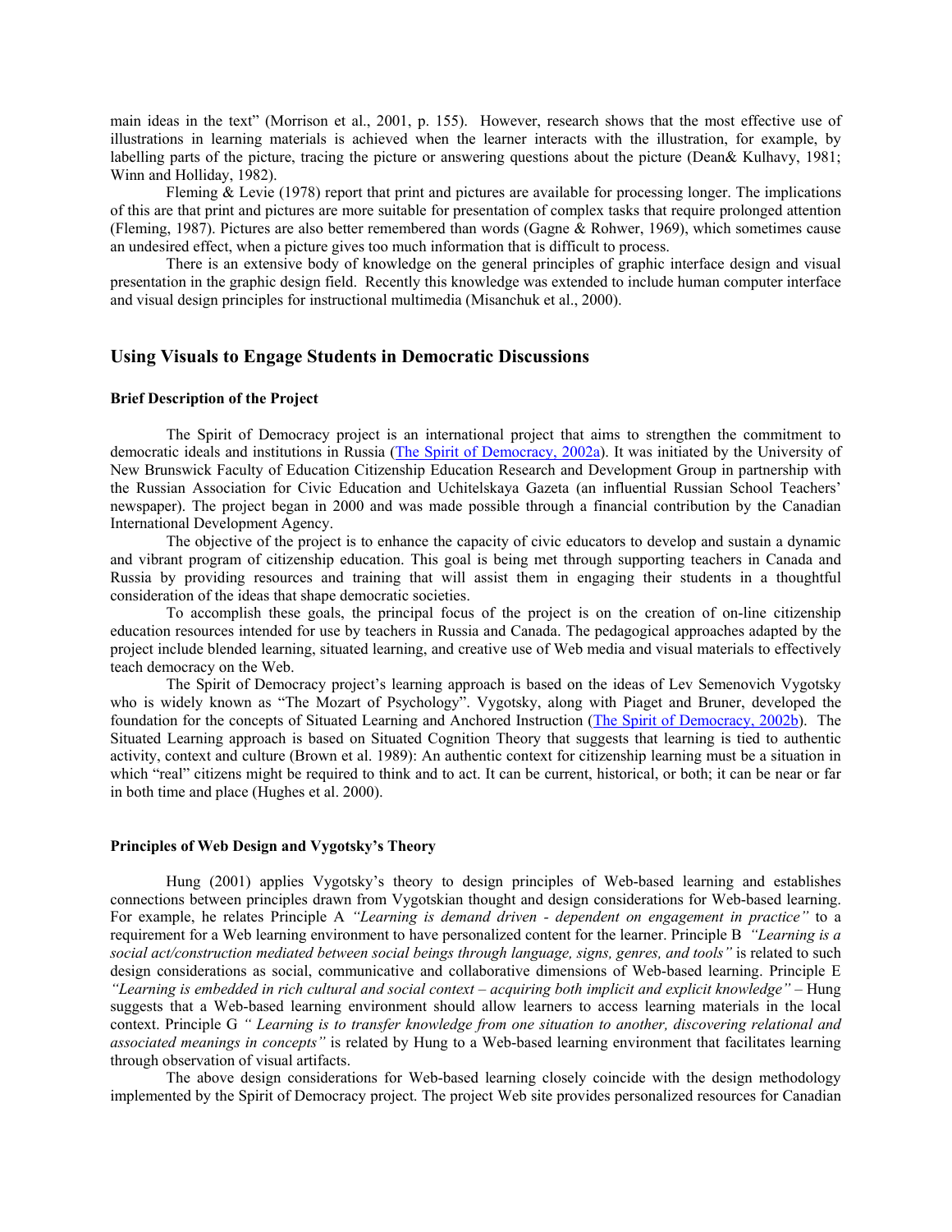main ideas in the text" (Morrison et al., 2001, p. 155). However, research shows that the most effective use of illustrations in learning materials is achieved when the learner interacts with the illustration, for example, by labelling parts of the picture, tracing the picture or answering questions about the picture (Dean& Kulhavy, 1981; Winn and Holliday, 1982).

Fleming & Levie (1978) report that print and pictures are available for processing longer. The implications of this are that print and pictures are more suitable for presentation of complex tasks that require prolonged attention (Fleming, 1987). Pictures are also better remembered than words (Gagne & Rohwer, 1969), which sometimes cause an undesired effect, when a picture gives too much information that is difficult to process.

There is an extensive body of knowledge on the general principles of graphic interface design and visual presentation in the graphic design field. Recently this knowledge was extended to include human computer interface and visual design principles for instructional multimedia (Misanchuk et al., 2000).

## Using Visuals to Engage Students in Democratic Discussions

### Brief Description of the Project

The Spirit of Democracy project is an international project that aims to strengthen the commitment to democratic ideals and institutions in Russia (The Spirit of Democracy, 2002a). It was initiated by the University of New Brunswick Faculty of Education Citizenship Education Research and Development Group in partnership with the Russian Association for Civic Education and Uchitelskaya Gazeta (an influential Russian School Teachers' newspaper). The project began in 2000 and was made possible through a financial contribution by the Canadian International Development Agency.

The objective of the project is to enhance the capacity of civic educators to develop and sustain a dynamic and vibrant program of citizenship education. This goal is being met through supporting teachers in Canada and Russia by providing resources and training that will assist them in engaging their students in a thoughtful consideration of the ideas that shape democratic societies.

To accomplish these goals, the principal focus of the project is on the creation of on-line citizenship education resources intended for use by teachers in Russia and Canada. The pedagogical approaches adapted by the project include blended learning, situated learning, and creative use of Web media and visual materials to effectively teach democracy on the Web.

The Spirit of Democracy project's learning approach is based on the ideas of Lev Semenovich Vygotsky who is widely known as "The Mozart of Psychology". Vygotsky, along with Piaget and Bruner, developed the foundation for the concepts of Situated Learning and Anchored Instruction (The Spirit of Democracy, 2002b). The Situated Learning approach is based on Situated Cognition Theory that suggests that learning is tied to authentic activity, context and culture (Brown et al. 1989): An authentic context for citizenship learning must be a situation in which "real" citizens might be required to think and to act. It can be current, historical, or both; it can be near or far in both time and place (Hughes et al. 2000).

### Principles of Web Design and Vygotsky's Theory

Hung (2001) applies Vygotsky's theory to design principles of Web-based learning and establishes connections between principles drawn from Vygotskian thought and design considerations for Web-based learning. For example, he relates Principle A *"Learning is demand driven - dependent on engagement in practice"* to a requirement for a Web learning environment to have personalized content for the learner. Principle B *"Learning is a social act/construction mediated between social beings through language, signs, genres, and tools"* is related to such design considerations as social, communicative and collaborative dimensions of Web-based learning. Principle E *"Learning is embedded in rich cultural and social context – acquiring both implicit and explicit knowledge"* – Hung suggests that a Web-based learning environment should allow learners to access learning materials in the local context. Principle G *" Learning is to transfer knowledge from one situation to another, discovering relational and associated meanings in concepts"* is related by Hung to a Web-based learning environment that facilitates learning through observation of visual artifacts.

The above design considerations for Web-based learning closely coincide with the design methodology implemented by the Spirit of Democracy project. The project Web site provides personalized resources for Canadian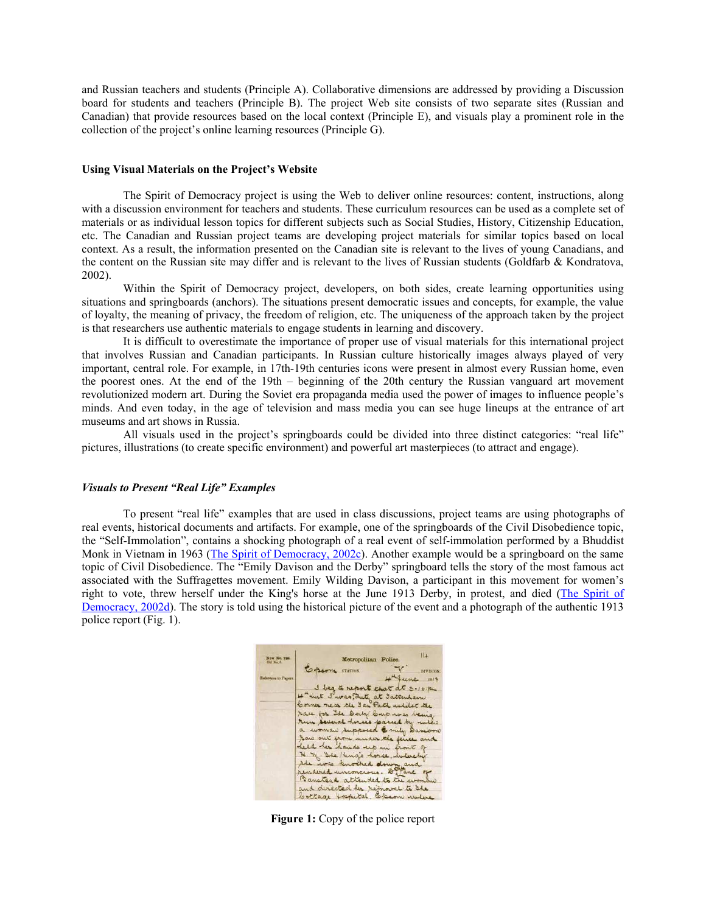and Russian teachers and students (Principle A). Collaborative dimensions are addressed by providing a Discussion board for students and teachers (Principle B). The project Web site consists of two separate sites (Russian and Canadian) that provide resources based on the local context (Principle E), and visuals play a prominent role in the collection of the project's online learning resources (Principle G).

### Using Visual Materials on the Project's Website

The Spirit of Democracy project is using the Web to deliver online resources: content, instructions, along with a discussion environment for teachers and students. These curriculum resources can be used as a complete set of materials or as individual lesson topics for different subjects such as Social Studies, History, Citizenship Education, etc. The Canadian and Russian project teams are developing project materials for similar topics based on local context. As a result, the information presented on the Canadian site is relevant to the lives of young Canadians, and the content on the Russian site may differ and is relevant to the lives of Russian students (Goldfarb & Kondratova, 2002).

Within the Spirit of Democracy project, developers, on both sides, create learning opportunities using situations and springboards (anchors). The situations present democratic issues and concepts, for example, the value of loyalty, the meaning of privacy, the freedom of religion, etc. The uniqueness of the approach taken by the project is that researchers use authentic materials to engage students in learning and discovery.

It is difficult to overestimate the importance of proper use of visual materials for this international project that involves Russian and Canadian participants. In Russian culture historically images always played of very important, central role. For example, in 17th-19th centuries icons were present in almost every Russian home, even the poorest ones. At the end of the 19th – beginning of the 20th century the Russian vanguard art movement revolutionized modern art. During the Soviet era propaganda media used the power of images to influence people's minds. And even today, in the age of television and mass media you can see huge lineups at the entrance of art museums and art shows in Russia.

All visuals used in the project's springboards could be divided into three distinct categories: "real life" pictures, illustrations (to create specific environment) and powerful art masterpieces (to attract and engage).

#### *Visuals to Present "Real Life" Examples*

To present "real life" examples that are used in class discussions, project teams are using photographs of real events, historical documents and artifacts. For example, one of the springboards of the Civil Disobedience topic, the "Self-Immolation", contains a shocking photograph of a real event of self-immolation performed by a Bhuddist Monk in Vietnam in 1963 (The Spirit of Democracy, 2002c). Another example would be a springboard on the same topic of Civil Disobedience. The "Emily Davison and the Derby" springboard tells the story of the most famous act associated with the Suffragettes movement. Emily Wilding Davison, a participant in this movement for women's right to vote, threw herself under the King's horse at the June 1913 Derby, in protest, and died (The Spirit of Democracy, 2002d). The story is told using the historical picture of the event and a photograph of the authentic 1913 police report (Fig. 1).

**Figure 1:** Copy of the police report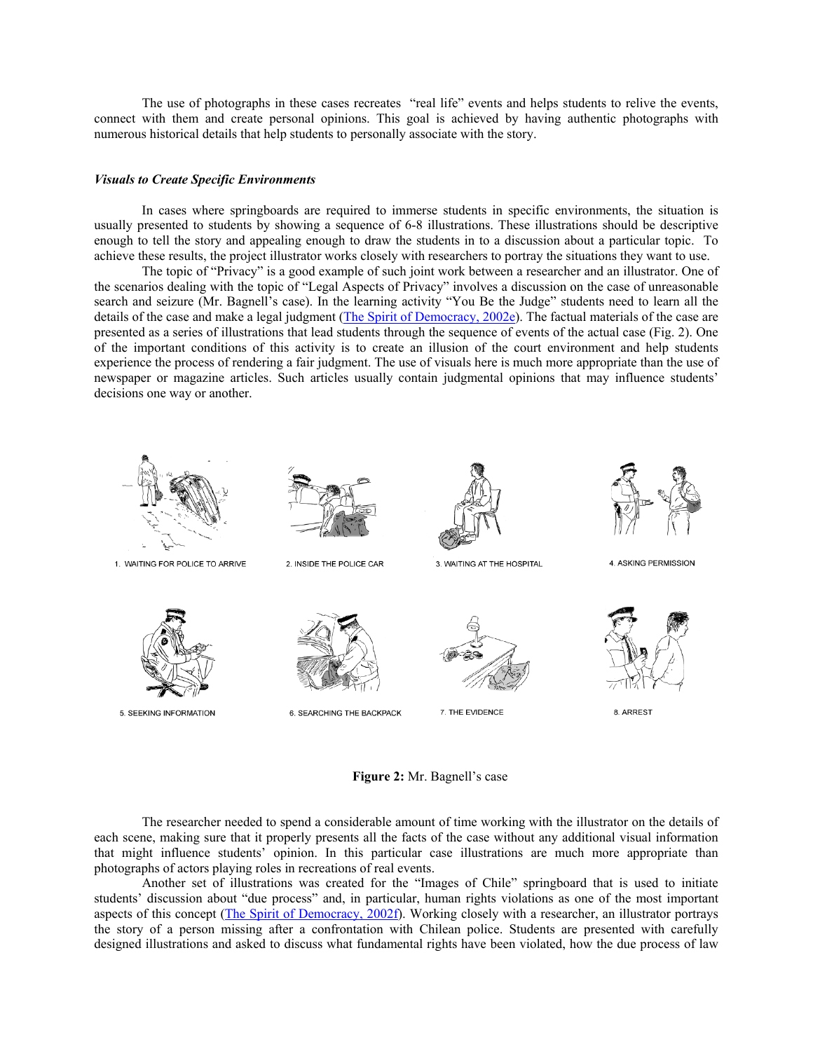The use of photographs in these cases recreates "real life" events and helps students to relive the events, connect with them and create personal opinions. This goal is achieved by having authentic photographs with numerous historical details that help students to personally associate with the story.

### *Visuals to Create Specific Environments*

In cases where springboards are required to immerse students in specific environments, the situation is usually presented to students by showing a sequence of 6-8 illustrations. These illustrations should be descriptive enough to tell the story and appealing enough to draw the students in to a discussion about a particular topic. To achieve these results, the project illustrator works closely with researchers to portray the situations they want to use.

The topic of "Privacy" is a good example of such joint work between a researcher and an illustrator. One of the scenarios dealing with the topic of "Legal Aspects of Privacy" involves a discussion on the case of unreasonable search and seizure (Mr. Bagnell's case). In the learning activity "You Be the Judge" students need to learn all the details of the case and make a legal judgment (The Spirit of Democracy, 2002e). The factual materials of the case are presented as a series of illustrations that lead students through the sequence of events of the actual case (Fig. 2). One of the important conditions of this activity is to create an illusion of the court environment and help students experience the process of rendering a fair judgment. The use of visuals here is much more appropriate than the use of newspaper or magazine articles. Such articles usually contain judgmental opinions that may influence students' decisions one way or another.

1. WAITING FOR POLICE TO ARRIVE
2. INSIDE THE POLICE CAR
3. WAITING AT THE HOSPITAL
4. ASKING PERMISSION
5. SEEKING INFORMATION
6. SEARCHING THE BACKPACK
7. THE EVIDENCE
8. ARREST

**Figure 2:** Mr. Bagnell's case

The researcher needed to spend a considerable amount of time working with the illustrator on the details of each scene, making sure that it properly presents all the facts of the case without any additional visual information that might influence students' opinion. In this particular case illustrations are much more appropriate than photographs of actors playing roles in recreations of real events.

Another set of illustrations was created for the "Images of Chile" springboard that is used to initiate students' discussion about "due process" and, in particular, human rights violations as one of the most important aspects of this concept (The Spirit of Democracy, 2002f). Working closely with a researcher, an illustrator portrays the story of a person missing after a confrontation with Chilean police. Students are presented with carefully designed illustrations and asked to discuss what fundamental rights have been violated, how the due process of law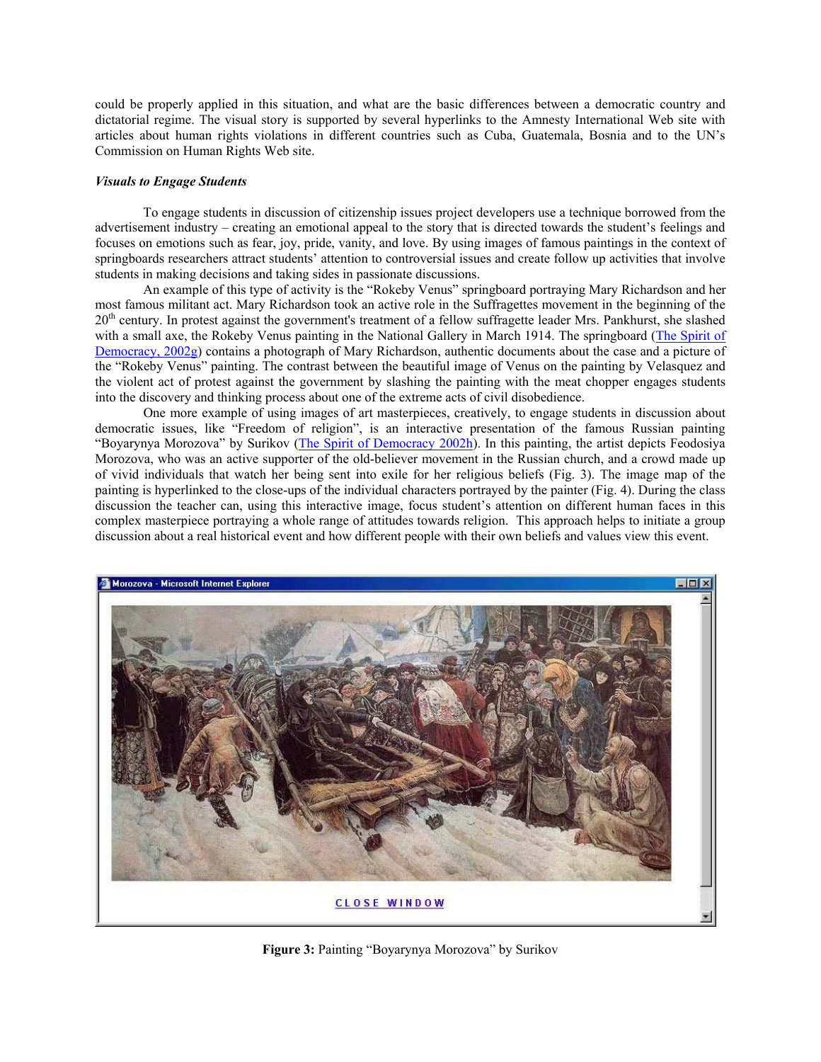could be properly applied in this situation, and what are the basic differences between a democratic country and dictatorial regime. The visual story is supported by several hyperlinks to the Amnesty International Web site with articles about human rights violations in different countries such as Cuba, Guatemala, Bosnia and to the UN's Commission on Human Rights Web site.

### *Visuals to Engage Students*

To engage students in discussion of citizenship issues project developers use a technique borrowed from the advertisement industry – creating an emotional appeal to the story that is directed towards the student's feelings and focuses on emotions such as fear, joy, pride, vanity, and love. By using images of famous paintings in the context of springboards researchers attract students' attention to controversial issues and create follow up activities that involve students in making decisions and taking sides in passionate discussions.

An example of this type of activity is the "Rokeby Venus" springboard portraying Mary Richardson and her most famous militant act. Mary Richardson took an active role in the Suffragettes movement in the beginning of the 20th century. In protest against the government's treatment of a fellow suffragette leader Mrs. Pankhurst, she slashed with a small axe, the Rokeby Venus painting in the National Gallery in March 1914. The springboard (The Spirit of Democracy, 2002g) contains a photograph of Mary Richardson, authentic documents about the case and a picture of the "Rokeby Venus" painting. The contrast between the beautiful image of Venus on the painting by Velasquez and the violent act of protest against the government by slashing the painting with the meat chopper engages students into the discovery and thinking process about one of the extreme acts of civil disobedience.

One more example of using images of art masterpieces, creatively, to engage students in discussion about democratic issues, like "Freedom of religion", is an interactive presentation of the famous Russian painting "Boyarynya Morozova" by Surikov (The Spirit of Democracy 2002h). In this painting, the artist depicts Feodosiya Morozova, who was an active supporter of the old-believer movement in the Russian church, and a crowd made up of vivid individuals that watch her being sent into exile for her religious beliefs (Fig. 3). The image map of the painting is hyperlinked to the close-ups of the individual characters portrayed by the painter (Fig. 4). During the class discussion the teacher can, using this interactive image, focus student's attention on different human faces in this complex masterpiece portraying a whole range of attitudes towards religion. This approach helps to initiate a group discussion about a real historical event and how different people with their own beliefs and values view this event.

**Figure 3:** Painting "Boyarynya Morozova" by Surikov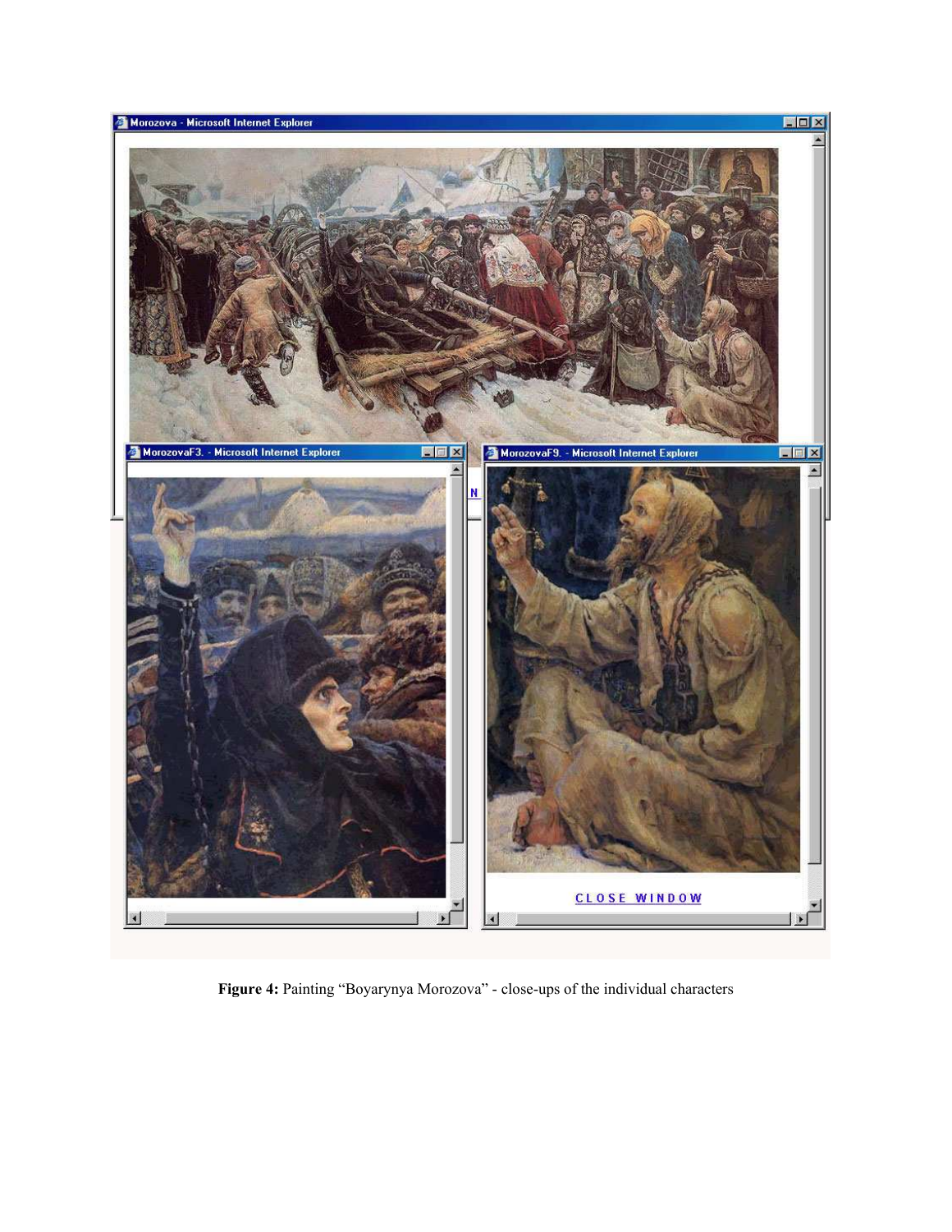**Figure 4:** Painting “Boyarynya Morozova” - close-ups of the individual characters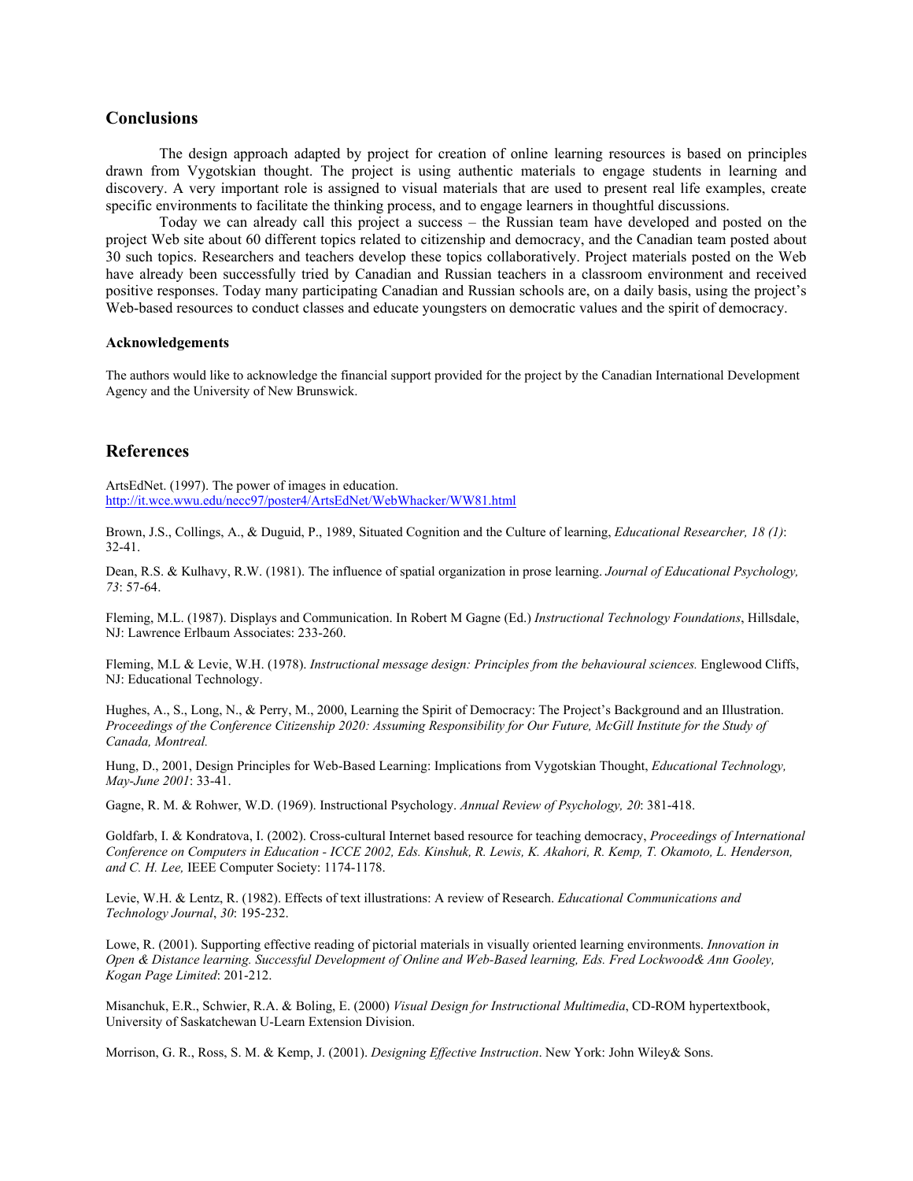## Conclusions

The design approach adapted by project for creation of online learning resources is based on principles drawn from Vygotskian thought. The project is using authentic materials to engage students in learning and discovery. A very important role is assigned to visual materials that are used to present real life examples, create specific environments to facilitate the thinking process, and to engage learners in thoughtful discussions.

Today we can already call this project a success – the Russian team have developed and posted on the project Web site about 60 different topics related to citizenship and democracy, and the Canadian team posted about 30 such topics. Researchers and teachers develop these topics collaboratively. Project materials posted on the Web have already been successfully tried by Canadian and Russian teachers in a classroom environment and received positive responses. Today many participating Canadian and Russian schools are, on a daily basis, using the project's Web-based resources to conduct classes and educate youngsters on democratic values and the spirit of democracy.

### Acknowledgements

The authors would like to acknowledge the financial support provided for the project by the Canadian International Development Agency and the University of New Brunswick.

## References

ArtsEdNet. (1997). The power of images in education. http://it.wce.wwu.edu/necc97/poster4/ArtsEdNet/WebWhacker/WW81.html

Brown, J.S., Collings, A., & Duguid, P., 1989, Situated Cognition and the Culture of learning, *Educational Researcher, 18 (1)*: 32-41.

Dean, R.S. & Kulhavy, R.W. (1981). The influence of spatial organization in prose learning. *Journal of Educational Psychology, 73*: 57-64.

Fleming, M.L. (1987). Displays and Communication. In Robert M Gagne (Ed.) *Instructional Technology Foundations*, Hillsdale, NJ: Lawrence Erlbaum Associates: 233-260.

Fleming, M.L & Levie, W.H. (1978). *Instructional message design: Principles from the behavioural sciences.* Englewood Cliffs, NJ: Educational Technology.

Hughes, A., S., Long, N., & Perry, M., 2000, Learning the Spirit of Democracy: The Project's Background and an Illustration. *Proceedings of the Conference Citizenship 2020: Assuming Responsibility for Our Future, McGill Institute for the Study of Canada, Montreal.*

Hung, D., 2001, Design Principles for Web-Based Learning: Implications from Vygotskian Thought, *Educational Technology, May-June 2001*: 33-41.

Gagne, R. M. & Rohwer, W.D. (1969). Instructional Psychology. *Annual Review of Psychology, 20*: 381-418.

Goldfarb, I. & Kondratova, I. (2002). Cross-cultural Internet based resource for teaching democracy, *Proceedings of International Conference on Computers in Education - ICCE 2002, Eds. Kinshuk, R. Lewis, K. Akahori, R. Kemp, T. Okamoto, L. Henderson, and C. H. Lee,* IEEE Computer Society: 1174-1178.

Levie, W.H. & Lentz, R. (1982). Effects of text illustrations: A review of Research. *Educational Communications and Technology Journal*, *30*: 195-232.

Lowe, R. (2001). Supporting effective reading of pictorial materials in visually oriented learning environments. *Innovation in Open & Distance learning. Successful Development of Online and Web-Based learning, Eds. Fred Lockwood& Ann Gooley, Kogan Page Limited*: 201-212.

Misanchuk, E.R., Schwier, R.A. & Boling, E. (2000) *Visual Design for Instructional Multimedia*, CD-ROM hypertextbook, University of Saskatchewan U-Learn Extension Division.

Morrison, G. R., Ross, S. M. & Kemp, J. (2001). *Designing Effective Instruction*. New York: John Wiley& Sons.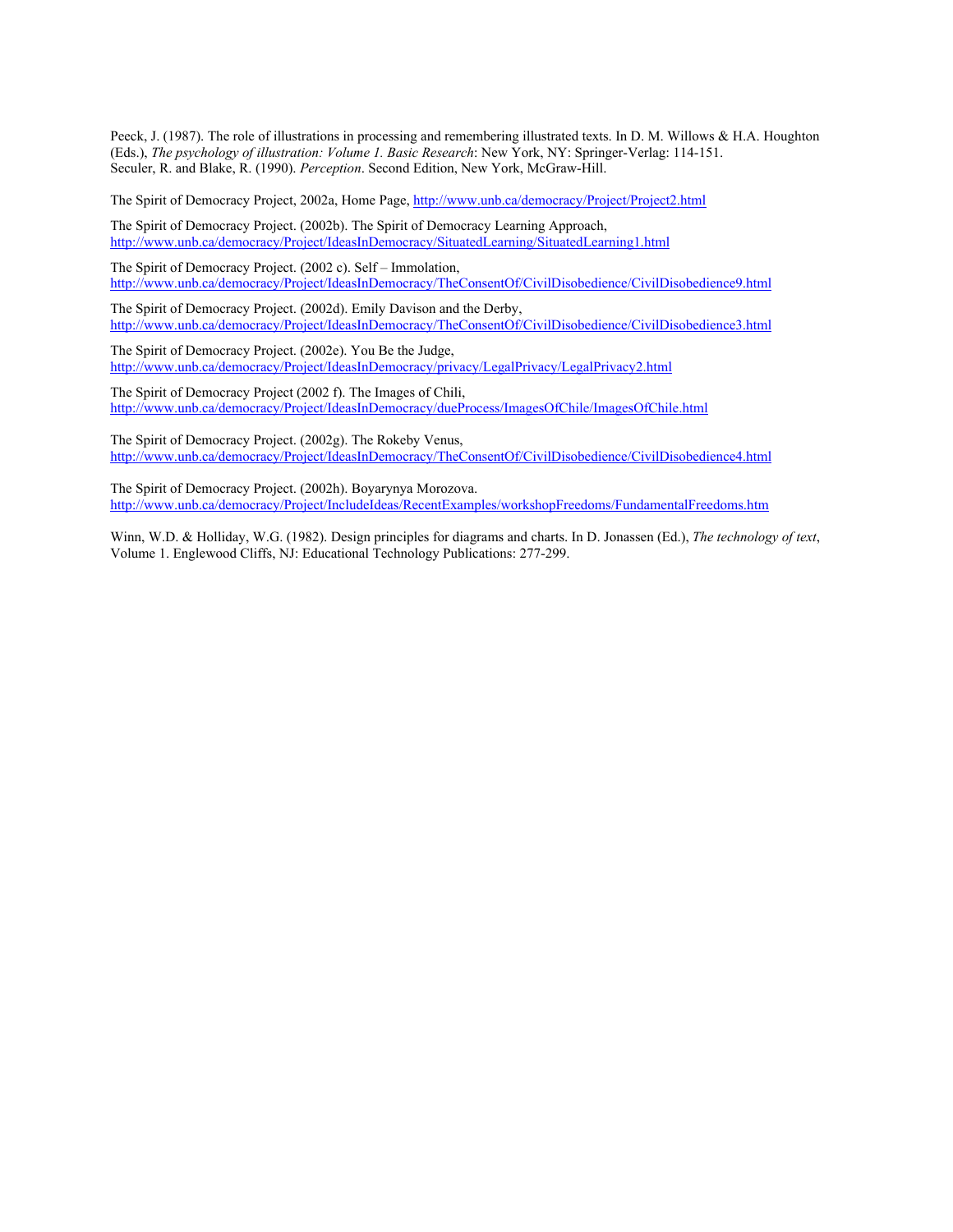Peeck, J. (1987). The role of illustrations in processing and remembering illustrated texts. In D. M. Willows & H.A. Houghton (Eds.), *The psychology of illustration: Volume 1. Basic Research*: New York, NY: Springer-Verlag: 114-151.
Seculer, R. and Blake, R. (1990). *Perception*. Second Edition, New York, McGraw-Hill.

The Spirit of Democracy Project, 2002a, Home Page, http://www.unb.ca/democracy/Project/Project2.html

The Spirit of Democracy Project. (2002b). The Spirit of Democracy Learning Approach, http://www.unb.ca/democracy/Project/IdeasInDemocracy/SituatedLearning/SituatedLearning1.html

The Spirit of Democracy Project. (2002 c). Self – Immolation, http://www.unb.ca/democracy/Project/IdeasInDemocracy/TheConsentOf/CivilDisobedience/CivilDisobedience9.html

The Spirit of Democracy Project. (2002d). Emily Davison and the Derby, http://www.unb.ca/democracy/Project/IdeasInDemocracy/TheConsentOf/CivilDisobedience/CivilDisobedience3.html

The Spirit of Democracy Project. (2002e). You Be the Judge, http://www.unb.ca/democracy/Project/IdeasInDemocracy/privacy/LegalPrivacy/LegalPrivacy2.html

The Spirit of Democracy Project (2002 f). The Images of Chili, http://www.unb.ca/democracy/Project/IdeasInDemocracy/dueProcess/ImagesOfChile/ImagesOfChile.html

The Spirit of Democracy Project. (2002g). The Rokeby Venus, http://www.unb.ca/democracy/Project/IdeasInDemocracy/TheConsentOf/CivilDisobedience/CivilDisobedience4.html

The Spirit of Democracy Project. (2002h). Boyarynya Morozova. http://www.unb.ca/democracy/Project/IncludeIdeas/RecentExamples/workshopFreedoms/FundamentalFreedoms.htm

Winn, W.D. & Holliday, W.G. (1982). Design principles for diagrams and charts. In D. Jonassen (Ed.), *The technology of text*, Volume 1. Englewood Cliffs, NJ: Educational Technology Publications: 277-299.